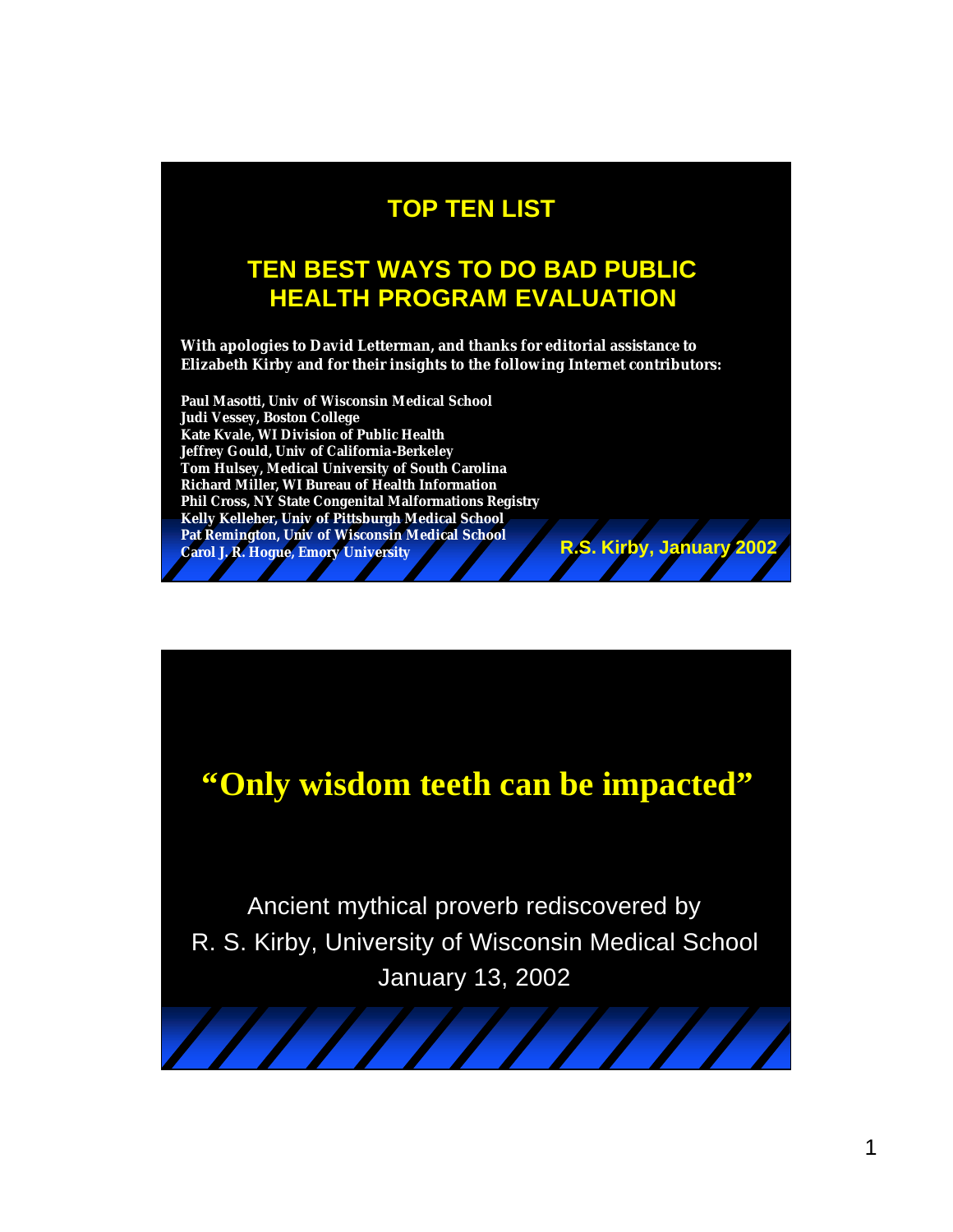# TOP TEN LIST

## TEN BEST WAYS TO DO BAD PUBLIC HEALTH PROGRAM EVALUATION

**With apologies to David Letterman, and thanks for editorial assistance to Elizabeth Kirby and for their insights to the following Internet contributors:**

**Paul Masotti, Univ of Wisconsin Medical School**
**Judi Vessey, Boston College**
**Kate Kvale, WI Division of Public Health**
**Jeffrey Gould, Univ of California-Berkeley**
**Tom Hulsey, Medical University of South Carolina**
**Richard Miller, WI Bureau of Health Information**
**Phil Cross, NY State Congenital Malformations Registry**
**Kelly Kelleher, Univ of Pittsburgh Medical School**
**Pat Remington, Univ of Wisconsin Medical School**
**Carol J. R. Hogue, Emory University**

**R.S. Kirby, January 2002**

---

# "Only wisdom teeth can be impacted"

Ancient mythical proverb rediscovered by
R. S. Kirby, University of Wisconsin Medical School
January 13, 2002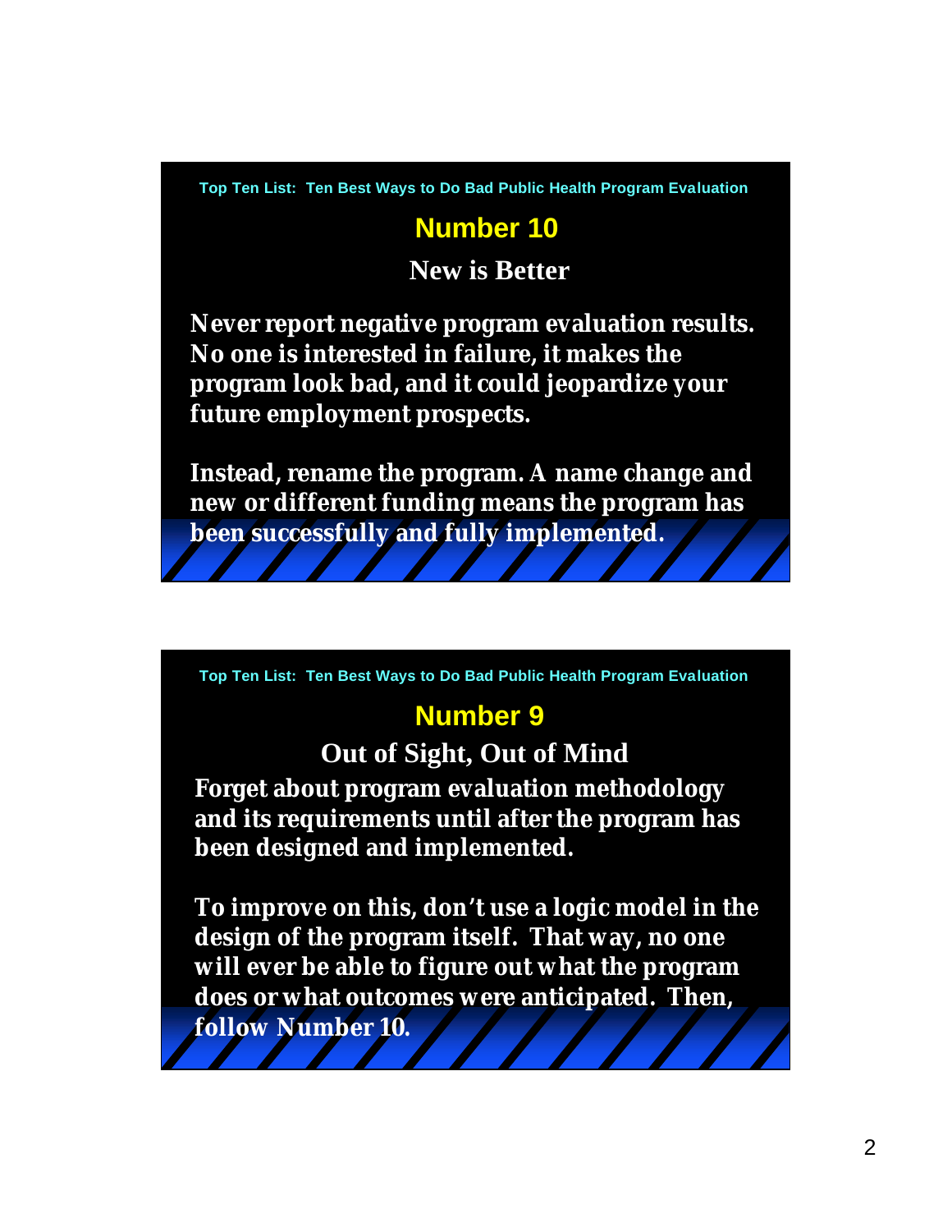Top Ten List: Ten Best Ways to Do Bad Public Health Program Evaluation

## Number 10

### New is Better

**Never report negative program evaluation results. No one is interested in failure, it makes the program look bad, and it could jeopardize your future employment prospects.**

**Instead, rename the program. A name change and new or different funding means the program has been successfully and fully implemented.**

Top Ten List: Ten Best Ways to Do Bad Public Health Program Evaluation

## Number 9

### Out of Sight, Out of Mind

**Forget about program evaluation methodology and its requirements until after the program has been designed and implemented.**

**To improve on this, don't use a logic model in the design of the program itself. That way, no one will ever be able to figure out what the program does or what outcomes were anticipated. Then, follow Number 10.**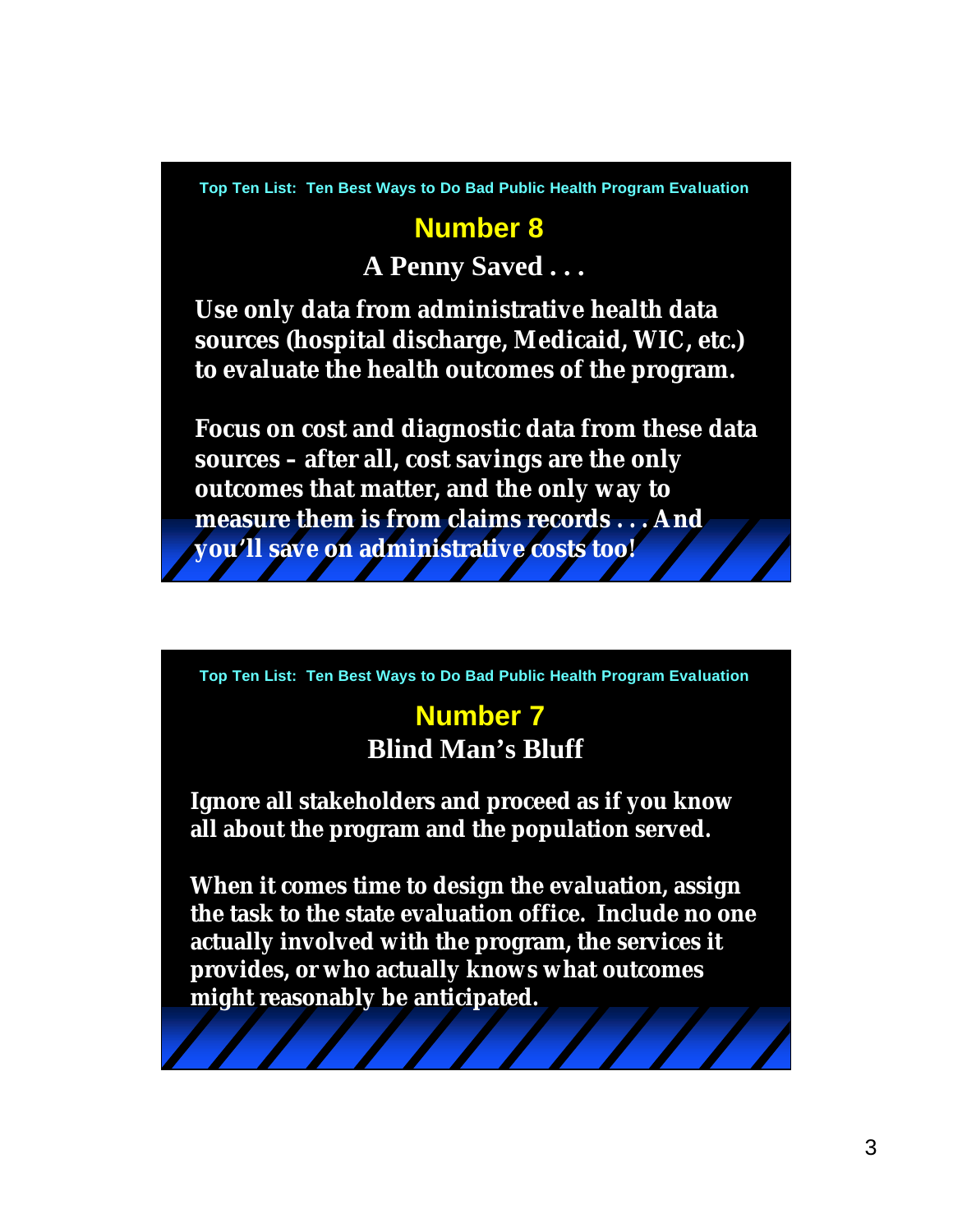Top Ten List: Ten Best Ways to Do Bad Public Health Program Evaluation

## Number 8

### A Penny Saved . . .

**Use only data from administrative health data sources (hospital discharge, Medicaid, WIC, etc.) to evaluate the health outcomes of the program.**

**Focus on cost and diagnostic data from these data sources – after all, cost savings are the only outcomes that matter, and the only way to measure them is from claims records . . . And you'll save on administrative costs too!**

Top Ten List: Ten Best Ways to Do Bad Public Health Program Evaluation

## Number 7

### Blind Man's Bluff

**Ignore all stakeholders and proceed as if you know all about the program and the population served.**

**When it comes time to design the evaluation, assign the task to the state evaluation office. Include no one actually involved with the program, the services it provides, or who actually knows what outcomes might reasonably be anticipated.**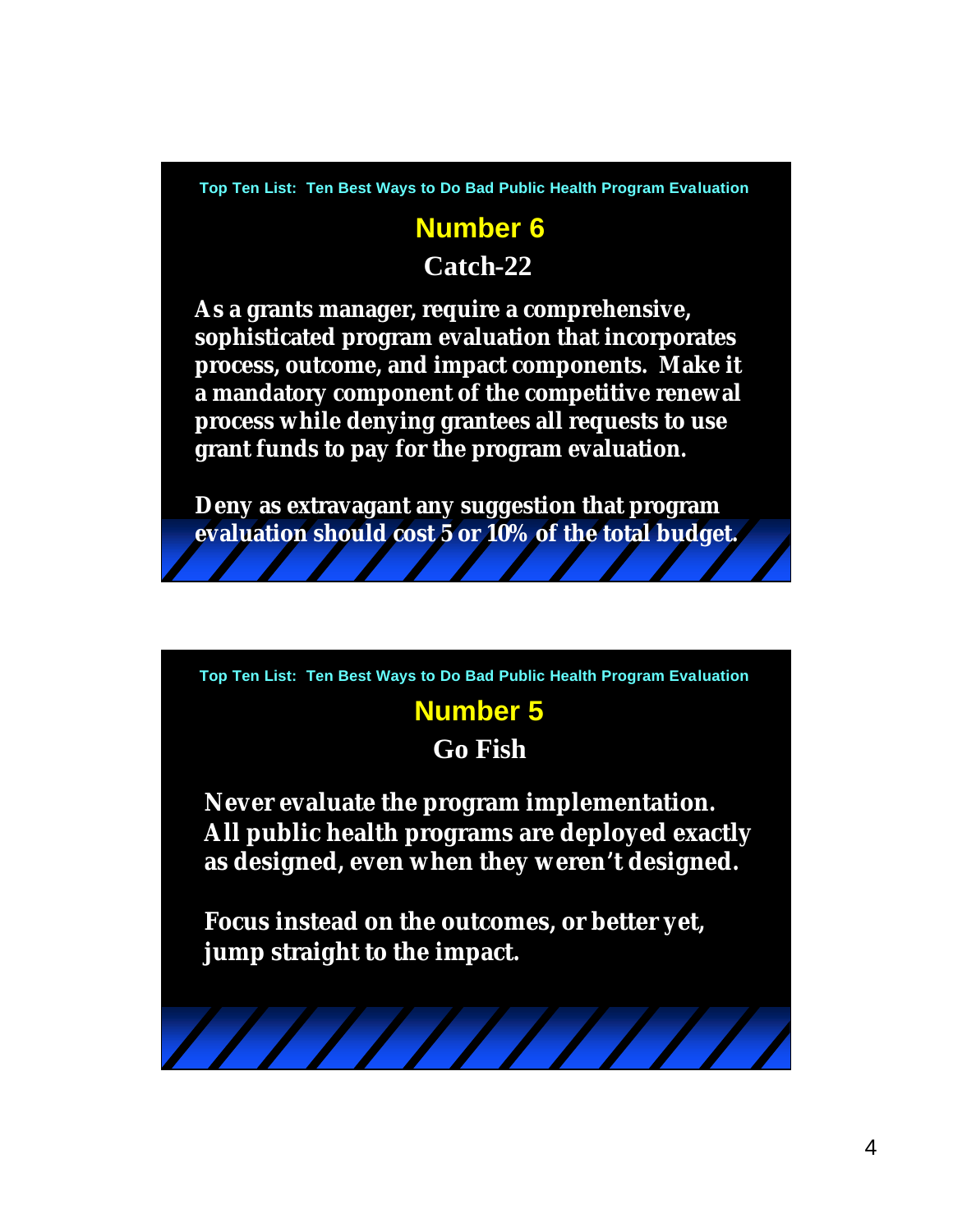Top Ten List: Ten Best Ways to Do Bad Public Health Program Evaluation

## Number 6

### Catch-22

**As a grants manager, require a comprehensive, sophisticated program evaluation that incorporates process, outcome, and impact components. Make it a mandatory component of the competitive renewal process while denying grantees all requests to use grant funds to pay for the program evaluation.**

**Deny as extravagant any suggestion that program evaluation should cost 5 or 10% of the total budget.**

Top Ten List: Ten Best Ways to Do Bad Public Health Program Evaluation

## Number 5

### Go Fish

**Never evaluate the program implementation. All public health programs are deployed exactly as designed, even when they weren't designed.**

**Focus instead on the outcomes, or better yet, jump straight to the impact.**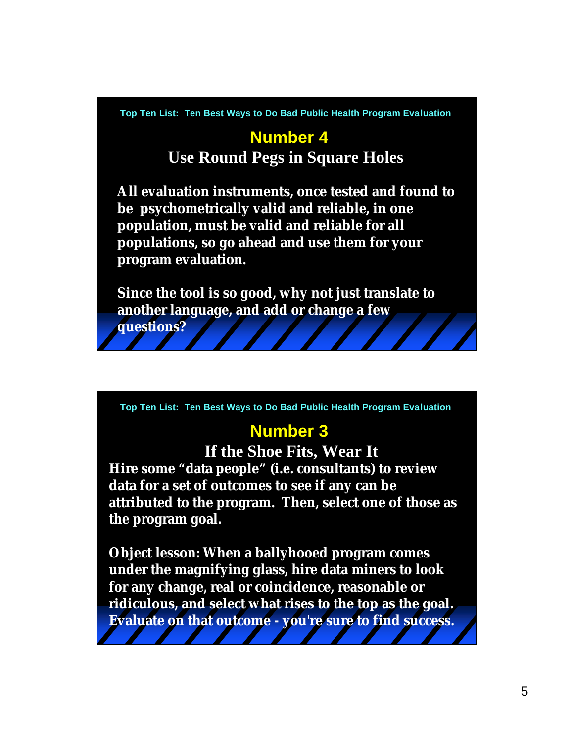Top Ten List: Ten Best Ways to Do Bad Public Health Program Evaluation

## Number 4

### Use Round Pegs in Square Holes

**All evaluation instruments, once tested and found to be psychometrically valid and reliable, in one population, must be valid and reliable for all populations, so go ahead and use them for your program evaluation.**

**Since the tool is so good, why not just translate to another language, and add or change a few questions?**

Top Ten List: Ten Best Ways to Do Bad Public Health Program Evaluation

## Number 3

### If the Shoe Fits, Wear It

**Hire some "data people" (i.e. consultants) to review data for a set of outcomes to see if any can be attributed to the program. Then, select one of those as the program goal.**

**Object lesson: When a ballyhooed program comes under the magnifying glass, hire data miners to look for any change, real or coincidence, reasonable or ridiculous, and select what rises to the top as the goal. Evaluate on that outcome - you're sure to find success.**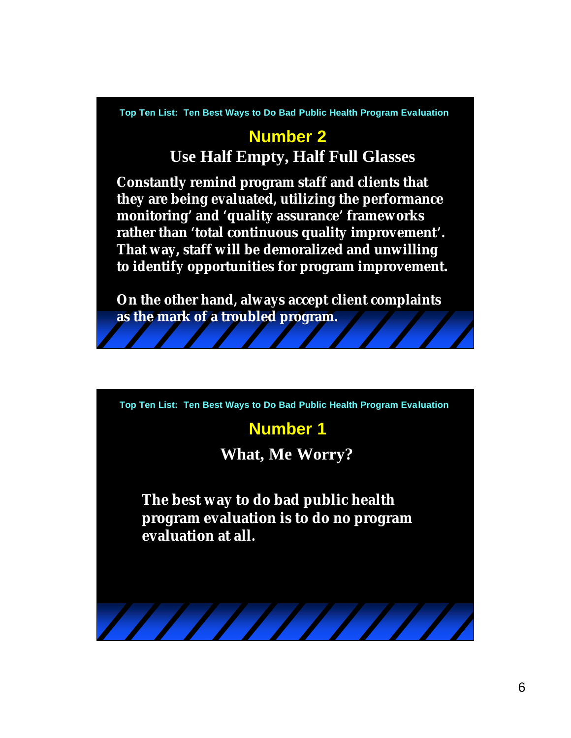Top Ten List: Ten Best Ways to Do Bad Public Health Program Evaluation

## Number 2

### Use Half Empty, Half Full Glasses

**Constantly remind program staff and clients that they are being evaluated, utilizing the performance monitoring' and 'quality assurance' frameworks rather than 'total continuous quality improvement'. That way, staff will be demoralized and unwilling to identify opportunities for program improvement.**

**On the other hand, always accept client complaints as the mark of a troubled program.**

Top Ten List: Ten Best Ways to Do Bad Public Health Program Evaluation

## Number 1

### What, Me Worry?

**The best way to do bad public health program evaluation is to do no program evaluation at all.**